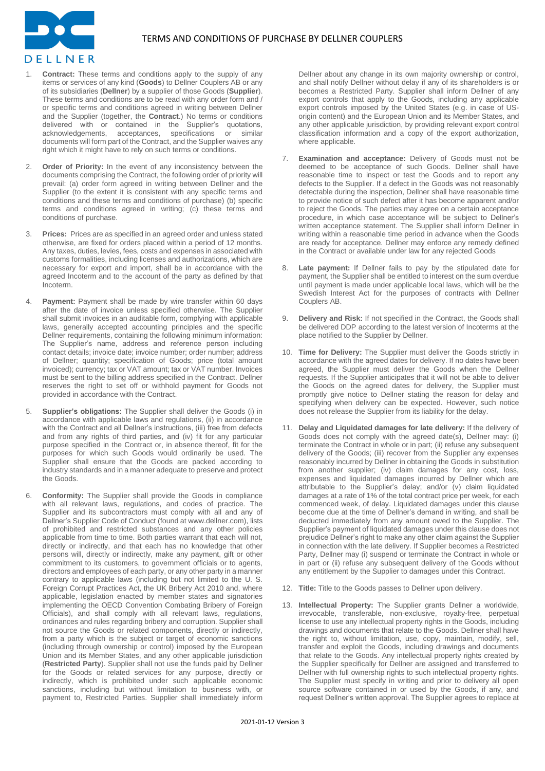# TERMS AND CONDITIONS OF PURCHASE BY DELLNER COUPLERS

1. **Contract:** These terms and conditions apply to the supply of any items or services of any kind (**Goods**) to Dellner Couplers AB or any of its subsidiaries (**Dellner**) by a supplier of those Goods (**Supplier**). These terms and conditions are to be read with any order form and / or specific terms and conditions agreed in writing between Dellner and the Supplier (together, the **Contract**.) No terms or conditions delivered with or contained in the Supplier's quotations, acknowledgements, acceptances, specifications or similar documents will form part of the Contract, and the Supplier waives any right which it might have to rely on such terms or conditions.

2. **Order of Priority:** In the event of any inconsistency between the documents comprising the Contract, the following order of priority will prevail: (a) order form agreed in writing between Dellner and the Supplier (to the extent it is consistent with any specific terms and conditions and these terms and conditions of purchase) (b) specific terms and conditions agreed in writing; (c) these terms and conditions of purchase.

3. **Prices:** Prices are as specified in an agreed order and unless stated otherwise, are fixed for orders placed within a period of 12 months. Any taxes, duties, levies, fees, costs and expenses in associated with customs formalities, including licenses and authorizations, which are necessary for export and import, shall be in accordance with the agreed Incoterm and to the account of the party as defined by that Incoterm.

4. **Payment:** Payment shall be made by wire transfer within 60 days after the date of invoice unless specified otherwise. The Supplier shall submit invoices in an auditable form, complying with applicable laws, generally accepted accounting principles and the specific Dellner requirements, containing the following minimum information: The Supplier's name, address and reference person including contact details; invoice date; invoice number; order number; address of Dellner; quantity; specification of Goods; price (total amount invoiced); currency; tax or VAT amount; tax or VAT number. Invoices must be sent to the billing address specified in the Contract. Dellner reserves the right to set off or withhold payment for Goods not provided in accordance with the Contract.

5. **Supplier's obligations:** The Supplier shall deliver the Goods (i) in accordance with applicable laws and regulations, (ii) in accordance with the Contract and all Dellner's instructions, (iii) free from defects and from any rights of third parties, and (iv) fit for any particular purpose specified in the Contract or, in absence thereof, fit for the purposes for which such Goods would ordinarily be used. The Supplier shall ensure that the Goods are packed according to industry standards and in a manner adequate to preserve and protect the Goods.

6. **Conformity:** The Supplier shall provide the Goods in compliance with all relevant laws, regulations, and codes of practice. The Supplier and its subcontractors must comply with all and any of Dellner's Supplier Code of Conduct (found at www.dellner.com), lists of prohibited and restricted substances and any other policies applicable from time to time. Both parties warrant that each will not, directly or indirectly, and that each has no knowledge that other persons will, directly or indirectly, make any payment, gift or other commitment to its customers, to government officials or to agents, directors and employees of each party, or any other party in a manner contrary to applicable laws (including but not limited to the U. S. Foreign Corrupt Practices Act, the UK Bribery Act 2010 and, where applicable, legislation enacted by member states and signatories implementing the OECD Convention Combating Bribery of Foreign Officials), and shall comply with all relevant laws, regulations, ordinances and rules regarding bribery and corruption. Supplier shall not source the Goods or related components, directly or indirectly, from a party which is the subject or target of economic sanctions (including through ownership or control) imposed by the European Union and its Member States, and any other applicable jurisdiction (**Restricted Party**). Supplier shall not use the funds paid by Dellner for the Goods or related services for any purpose, directly or indirectly, which is prohibited under such applicable economic sanctions, including but without limitation to business with, or payment to, Restricted Parties. Supplier shall immediately inform Dellner about any change in its own majority ownership or control, and shall notify Dellner without delay if any of its shareholders is or becomes a Restricted Party. Supplier shall inform Dellner of any export controls that apply to the Goods, including any applicable export controls imposed by the United States (e.g. in case of US-origin content) and the European Union and its Member States, and any other applicable jurisdiction, by providing relevant export control classification information and a copy of the export authorization, where applicable.

7. **Examination and acceptance:** Delivery of Goods must not be deemed to be acceptance of such Goods. Dellner shall have reasonable time to inspect or test the Goods and to report any defects to the Supplier. If a defect in the Goods was not reasonably detectable during the inspection, Dellner shall have reasonable time to provide notice of such defect after it has become apparent and/or to reject the Goods. The parties may agree on a certain acceptance procedure, in which case acceptance will be subject to Dellner's written acceptance statement. The Supplier shall inform Dellner in writing within a reasonable time period in advance when the Goods are ready for acceptance. Dellner may enforce any remedy defined in the Contract or available under law for any rejected Goods

8. **Late payment:** If Dellner fails to pay by the stipulated date for payment, the Supplier shall be entitled to interest on the sum overdue until payment is made under applicable local laws, which will be the Swedish Interest Act for the purposes of contracts with Dellner Couplers AB.

9. **Delivery and Risk:** If not specified in the Contract, the Goods shall be delivered DDP according to the latest version of Incoterms at the place notified to the Supplier by Dellner.

10. **Time for Delivery:** The Supplier must deliver the Goods strictly in accordance with the agreed dates for delivery. If no dates have been agreed, the Supplier must deliver the Goods when the Dellner requests. If the Supplier anticipates that it will not be able to deliver the Goods on the agreed dates for delivery, the Supplier must promptly give notice to Dellner stating the reason for delay and specifying when delivery can be expected. However, such notice does not release the Supplier from its liability for the delay.

11. **Delay and Liquidated damages for late delivery:** If the delivery of Goods does not comply with the agreed date(s), Dellner may: (i) terminate the Contract in whole or in part; (ii) refuse any subsequent delivery of the Goods; (iii) recover from the Supplier any expenses reasonably incurred by Dellner in obtaining the Goods in substitution from another supplier; (iv) claim damages for any cost, loss, expenses and liquidated damages incurred by Dellner which are attributable to the Supplier's delay; and/or (v) claim liquidated damages at a rate of 1% of the total contract price per week, for each commenced week, of delay. Liquidated damages under this clause become due at the time of Dellner's demand in writing, and shall be deducted immediately from any amount owed to the Supplier. The Supplier's payment of liquidated damages under this clause does not prejudice Dellner's right to make any other claim against the Supplier in connection with the late delivery. If Supplier becomes a Restricted Party, Dellner may (i) suspend or terminate the Contract in whole or in part or (ii) refuse any subsequent delivery of the Goods without any entitlement by the Supplier to damages under this Contract.

12. **Title:** Title to the Goods passes to Dellner upon delivery.

13. **Intellectual Property:** The Supplier grants Dellner a worldwide, irrevocable, transferable, non-exclusive, royalty-free, perpetual license to use any intellectual property rights in the Goods, including drawings and documents that relate to the Goods. Dellner shall have the right to, without limitation, use, copy, maintain, modify, sell, transfer and exploit the Goods, including drawings and documents that relate to the Goods. Any intellectual property rights created by the Supplier specifically for Dellner are assigned and transferred to Dellner with full ownership rights to such intellectual property rights. The Supplier must specify in writing and prior to delivery all open source software contained in or used by the Goods, if any, and request Dellner's written approval. The Supplier agrees to replace at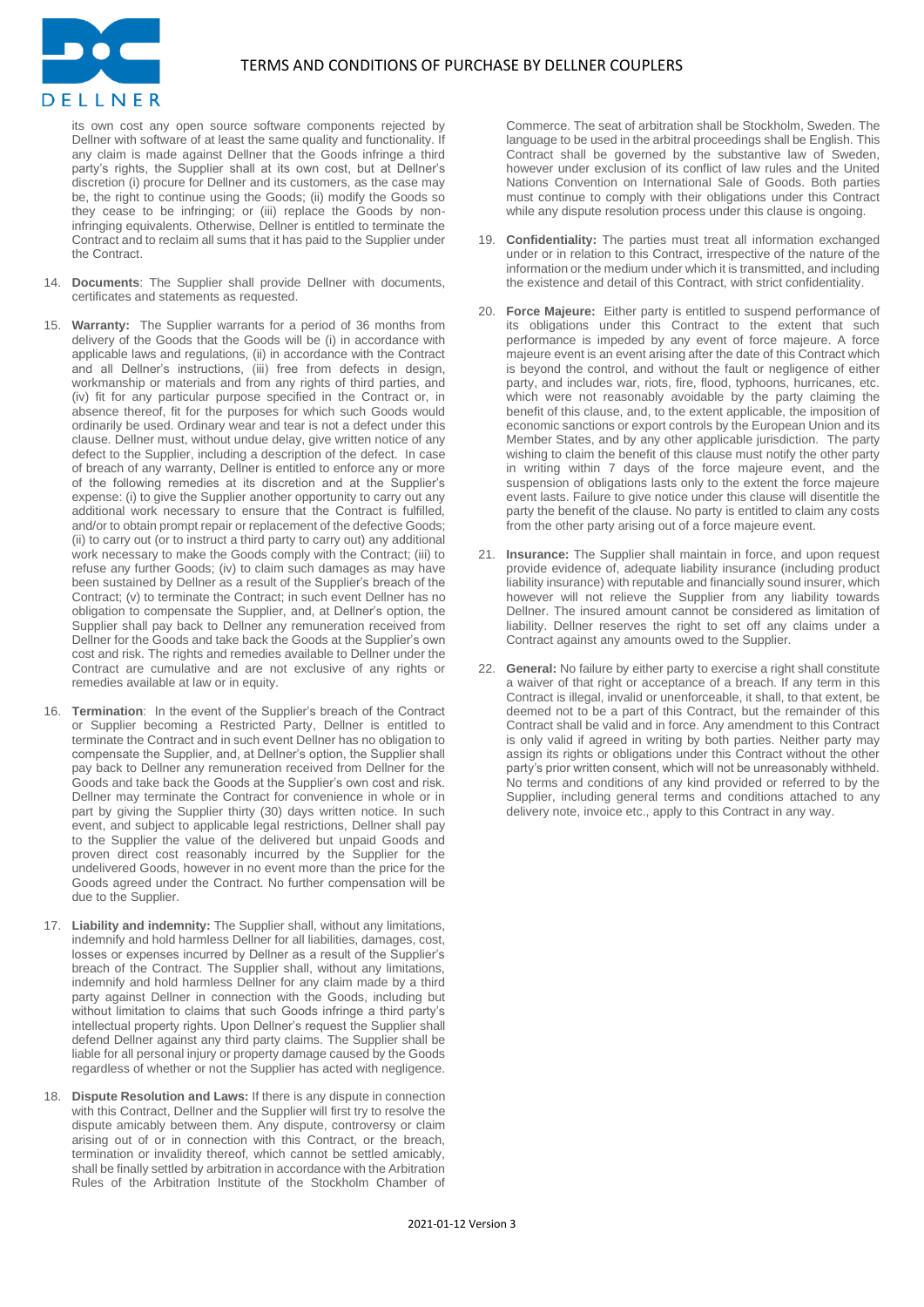its own cost any open source software components rejected by Dellner with software of at least the same quality and functionality. If any claim is made against Dellner that the Goods infringe a third party's rights, the Supplier shall at its own cost, but at Dellner's discretion (i) procure for Dellner and its customers, as the case may be, the right to continue using the Goods; (ii) modify the Goods so they cease to be infringing; or (iii) replace the Goods by non-infringing equivalents. Otherwise, Dellner is entitled to terminate the Contract and to reclaim all sums that it has paid to the Supplier under the Contract.

14. **Documents**: The Supplier shall provide Dellner with documents, certificates and statements as requested.

15. **Warranty:** The Supplier warrants for a period of 36 months from delivery of the Goods that the Goods will be (i) in accordance with applicable laws and regulations, (ii) in accordance with the Contract and all Dellner's instructions, (iii) free from defects in design, workmanship or materials and from any rights of third parties, and (iv) fit for any particular purpose specified in the Contract or, in absence thereof, fit for the purposes for which such Goods would ordinarily be used. Ordinary wear and tear is not a defect under this clause. Dellner must, without undue delay, give written notice of any defect to the Supplier, including a description of the defect. In case of breach of any warranty, Dellner is entitled to enforce any or more of the following remedies at its discretion and at the Supplier's expense: (i) to give the Supplier another opportunity to carry out any additional work necessary to ensure that the Contract is fulfilled, and/or to obtain prompt repair or replacement of the defective Goods; (ii) to carry out (or to instruct a third party to carry out) any additional work necessary to make the Goods comply with the Contract; (iii) to refuse any further Goods; (iv) to claim such damages as may have been sustained by Dellner as a result of the Supplier's breach of the Contract; (v) to terminate the Contract; in such event Dellner has no obligation to compensate the Supplier, and, at Dellner's option, the Supplier shall pay back to Dellner any remuneration received from Dellner for the Goods and take back the Goods at the Supplier's own cost and risk. The rights and remedies available to Dellner under the Contract are cumulative and are not exclusive of any rights or remedies available at law or in equity.

16. **Termination**: In the event of the Supplier's breach of the Contract or Supplier becoming a Restricted Party, Dellner is entitled to terminate the Contract and in such event Dellner has no obligation to compensate the Supplier, and, at Dellner's option, the Supplier shall pay back to Dellner any remuneration received from Dellner for the Goods and take back the Goods at the Supplier's own cost and risk. Dellner may terminate the Contract for convenience in whole or in part by giving the Supplier thirty (30) days written notice. In such event, and subject to applicable legal restrictions, Dellner shall pay to the Supplier the value of the delivered but unpaid Goods and proven direct cost reasonably incurred by the Supplier for the undelivered Goods, however in no event more than the price for the Goods agreed under the Contract. No further compensation will be due to the Supplier.

17. **Liability and indemnity:** The Supplier shall, without any limitations, indemnify and hold harmless Dellner for all liabilities, damages, cost, losses or expenses incurred by Dellner as a result of the Supplier's breach of the Contract. The Supplier shall, without any limitations, indemnify and hold harmless Dellner for any claim made by a third party against Dellner in connection with the Goods, including but without limitation to claims that such Goods infringe a third party's intellectual property rights. Upon Dellner's request the Supplier shall defend Dellner against any third party claims. The Supplier shall be liable for all personal injury or property damage caused by the Goods regardless of whether or not the Supplier has acted with negligence.

18. **Dispute Resolution and Laws:** If there is any dispute in connection with this Contract, Dellner and the Supplier will first try to resolve the dispute amicably between them. Any dispute, controversy or claim arising out of or in connection with this Contract, or the breach, termination or invalidity thereof, which cannot be settled amicably, shall be finally settled by arbitration in accordance with the Arbitration Rules of the Arbitration Institute of the Stockholm Chamber of Commerce. The seat of arbitration shall be Stockholm, Sweden. The language to be used in the arbitral proceedings shall be English. This Contract shall be governed by the substantive law of Sweden, however under exclusion of its conflict of law rules and the United Nations Convention on International Sale of Goods. Both parties must continue to comply with their obligations under this Contract while any dispute resolution process under this clause is ongoing.

19. **Confidentiality:** The parties must treat all information exchanged under or in relation to this Contract, irrespective of the nature of the information or the medium under which it is transmitted, and including the existence and detail of this Contract, with strict confidentiality.

20. **Force Majeure:** Either party is entitled to suspend performance of its obligations under this Contract to the extent that such performance is impeded by any event of force majeure. A force majeure event is an event arising after the date of this Contract which is beyond the control, and without the fault or negligence of either party, and includes war, riots, fire, flood, typhoons, hurricanes, etc. which were not reasonably avoidable by the party claiming the benefit of this clause, and, to the extent applicable, the imposition of economic sanctions or export controls by the European Union and its Member States, and by any other applicable jurisdiction. The party wishing to claim the benefit of this clause must notify the other party in writing within 7 days of the force majeure event, and the suspension of obligations lasts only to the extent the force majeure event lasts. Failure to give notice under this clause will disentitle the party the benefit of the clause. No party is entitled to claim any costs from the other party arising out of a force majeure event.

21. **Insurance:** The Supplier shall maintain in force, and upon request provide evidence of, adequate liability insurance (including product liability insurance) with reputable and financially sound insurer, which however will not relieve the Supplier from any liability towards Dellner. The insured amount cannot be considered as limitation of liability. Dellner reserves the right to set off any claims under a Contract against any amounts owed to the Supplier.

22. **General:** No failure by either party to exercise a right shall constitute a waiver of that right or acceptance of a breach. If any term in this Contract is illegal, invalid or unenforceable, it shall, to that extent, be deemed not to be a part of this Contract, but the remainder of this Contract shall be valid and in force. Any amendment to this Contract is only valid if agreed in writing by both parties. Neither party may assign its rights or obligations under this Contract without the other party's prior written consent, which will not be unreasonably withheld. No terms and conditions of any kind provided or referred to by the Supplier, including general terms and conditions attached to any delivery note, invoice etc., apply to this Contract in any way.